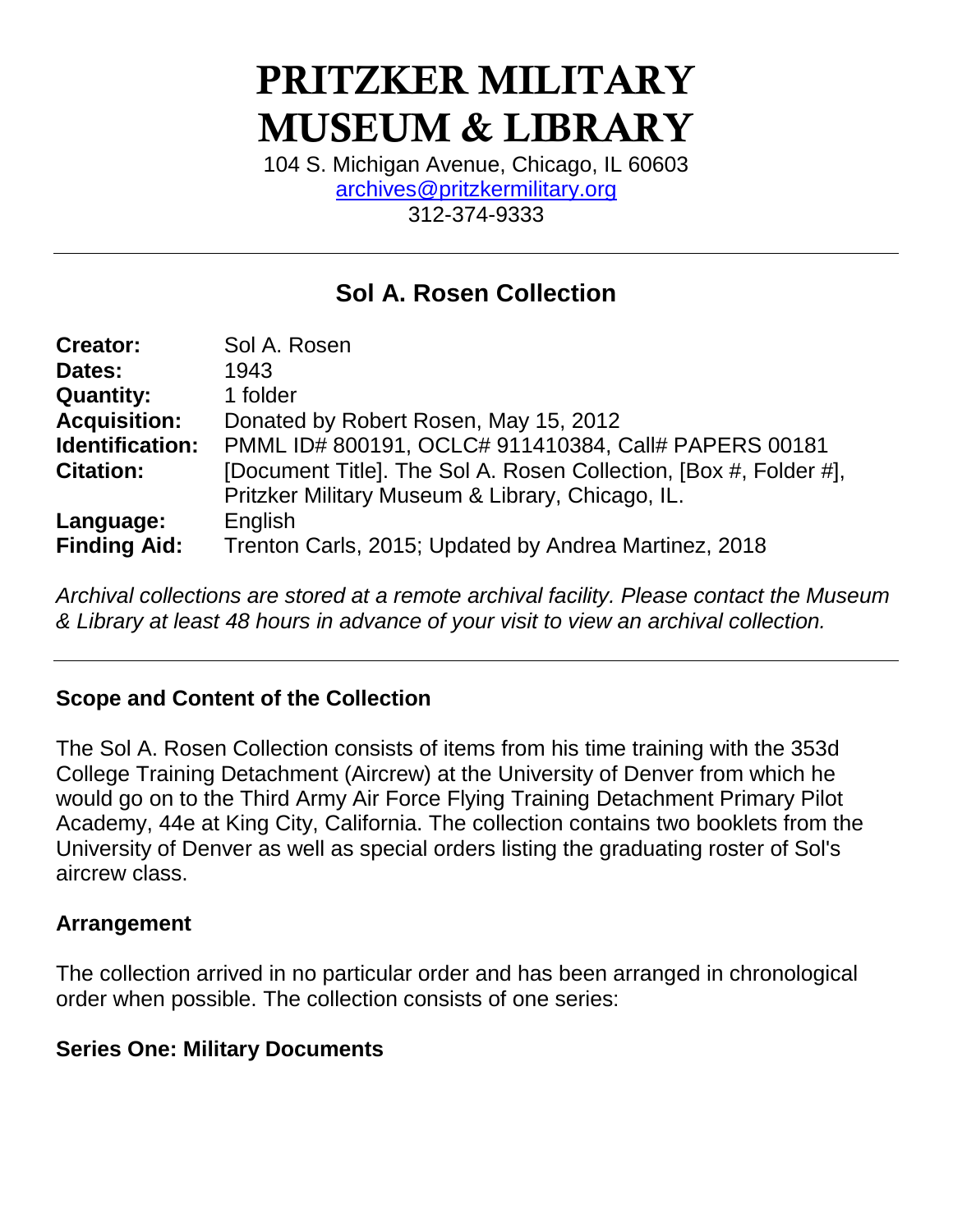# PRITZKER MILITARY MUSEUM & LIBRARY

104 S. Michigan Avenue, Chicago, IL 60603
archives@pritzkermilitary.org
312-374-9333

---

## Sol A. Rosen Collection

| | |
|---|---|
| **Creator:** | Sol A. Rosen |
| **Dates:** | 1943 |
| **Quantity:** | 1 folder |
| **Acquisition:** | Donated by Robert Rosen, May 15, 2012 |
| **Identification:** | PMML ID# 800191, OCLC# 911410384, Call# PAPERS 00181 |
| **Citation:** | [Document Title]. The Sol A. Rosen Collection, [Box #, Folder #], Pritzker Military Museum & Library, Chicago, IL. |
| **Language:** | English |
| **Finding Aid:** | Trenton Carls, 2015; Updated by Andrea Martinez, 2018 |

*Archival collections are stored at a remote archival facility. Please contact the Museum & Library at least 48 hours in advance of your visit to view an archival collection.*

---

### Scope and Content of the Collection

The Sol A. Rosen Collection consists of items from his time training with the 353d College Training Detachment (Aircrew) at the University of Denver from which he would go on to the Third Army Air Force Flying Training Detachment Primary Pilot Academy, 44e at King City, California. The collection contains two booklets from the University of Denver as well as special orders listing the graduating roster of Sol's aircrew class.

### Arrangement

The collection arrived in no particular order and has been arranged in chronological order when possible. The collection consists of one series:

**Series One: Military Documents**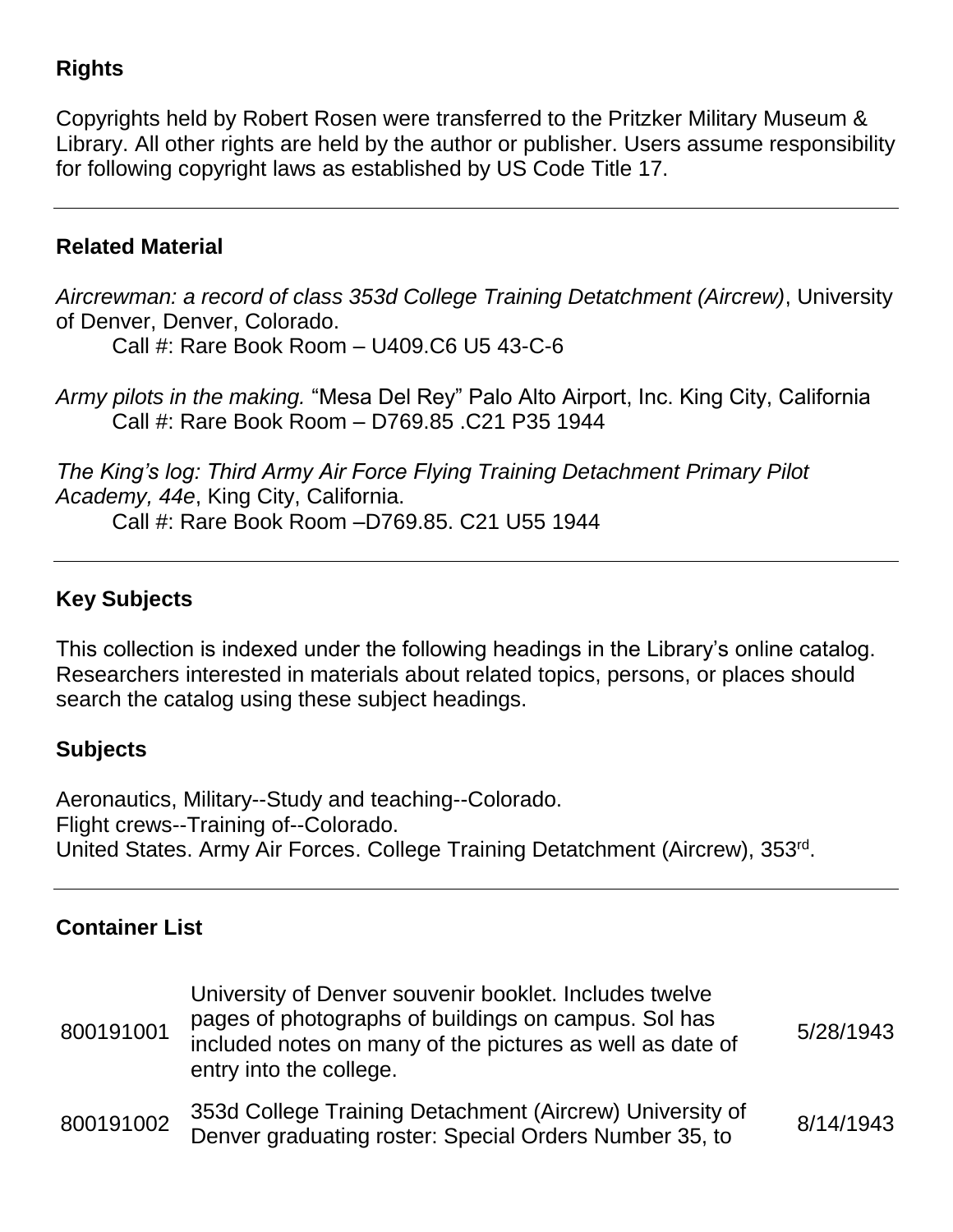## Rights

Copyrights held by Robert Rosen were transferred to the Pritzker Military Museum & Library. All other rights are held by the author or publisher. Users assume responsibility for following copyright laws as established by US Code Title 17.

## Related Material

*Aircrewman: a record of class 353d College Training Detatchment (Aircrew)*, University of Denver, Denver, Colorado.
Call #: Rare Book Room – U409.C6 U5 43-C-6

*Army pilots in the making.* "Mesa Del Rey" Palo Alto Airport, Inc. King City, California
Call #: Rare Book Room – D769.85 .C21 P35 1944

*The King's log: Third Army Air Force Flying Training Detachment Primary Pilot Academy, 44e*, King City, California.
Call #: Rare Book Room –D769.85. C21 U55 1944

## Key Subjects

This collection is indexed under the following headings in the Library's online catalog. Researchers interested in materials about related topics, persons, or places should search the catalog using these subject headings.

## Subjects

Aeronautics, Military--Study and teaching--Colorado.
Flight crews--Training of--Colorado.
United States. Army Air Forces. College Training Detatchment (Aircrew), 353rd.

## Container List

| | | |
|---|---|---|
| 800191001 | University of Denver souvenir booklet. Includes twelve pages of photographs of buildings on campus. Sol has included notes on many of the pictures as well as date of entry into the college. | 5/28/1943 |
| 800191002 | 353d College Training Detachment (Aircrew) University of Denver graduating roster: Special Orders Number 35, to | 8/14/1943 |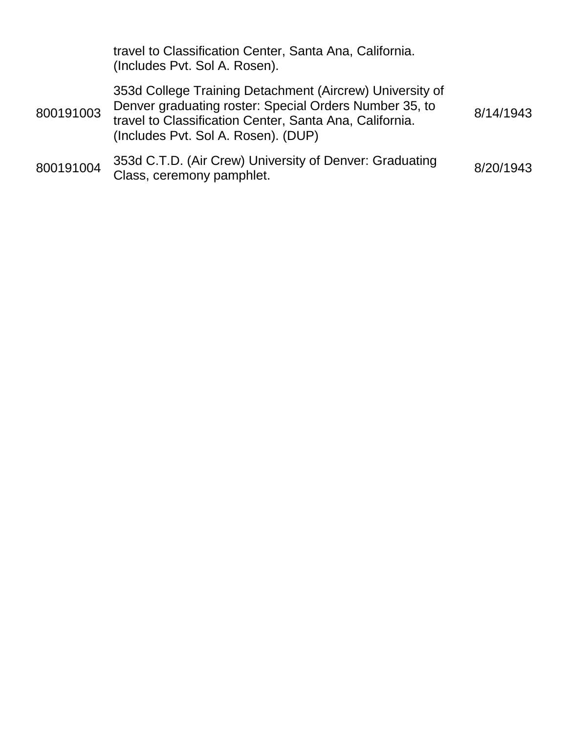| | | |
|---|---|---|
| | travel to Classification Center, Santa Ana, California. (Includes Pvt. Sol A. Rosen). | |
| 800191003 | 353d College Training Detachment (Aircrew) University of Denver graduating roster: Special Orders Number 35, to travel to Classification Center, Santa Ana, California. (Includes Pvt. Sol A. Rosen). (DUP) | 8/14/1943 |
| 800191004 | 353d C.T.D. (Air Crew) University of Denver: Graduating Class, ceremony pamphlet. | 8/20/1943 |